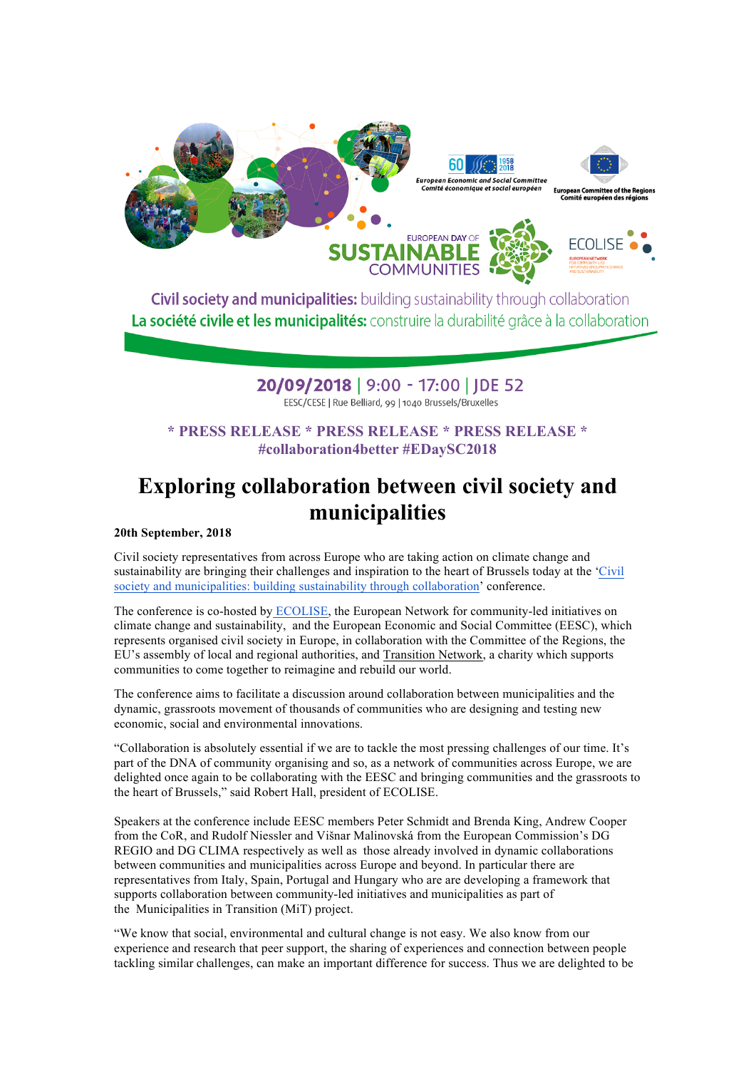European Economic and Social Committee
Comité économique et social européen

European Committee of the Regions
Comité européen des régions

EUROPEAN DAY OF SUSTAINABLE COMMUNITIES

ECOLISE

**Civil society and municipalities:** building sustainability through collaboration

**La société civile et les municipalités:** construire la durabilité grâce à la collaboration

**20/09/2018** | 9:00 - 17:00 | JDE 52

EESC/CESE | Rue Belliard, 99 | 1040 Brussels/Bruxelles

**\* PRESS RELEASE \* PRESS RELEASE \* PRESS RELEASE \***
**#collaboration4better #EDaySC2018**

# Exploring collaboration between civil society and municipalities

**20th September, 2018**

Civil society representatives from across Europe who are taking action on climate change and sustainability are bringing their challenges and inspiration to the heart of Brussels today at the 'Civil society and municipalities: building sustainability through collaboration' conference.

The conference is co-hosted by ECOLISE, the European Network for community-led initiatives on climate change and sustainability, and the European Economic and Social Committee (EESC), which represents organised civil society in Europe, in collaboration with the Committee of the Regions, the EU's assembly of local and regional authorities, and Transition Network, a charity which supports communities to come together to reimagine and rebuild our world.

The conference aims to facilitate a discussion around collaboration between municipalities and the dynamic, grassroots movement of thousands of communities who are designing and testing new economic, social and environmental innovations.

"Collaboration is absolutely essential if we are to tackle the most pressing challenges of our time. It's part of the DNA of community organising and so, as a network of communities across Europe, we are delighted once again to be collaborating with the EESC and bringing communities and the grassroots to the heart of Brussels," said Robert Hall, president of ECOLISE.

Speakers at the conference include EESC members Peter Schmidt and Brenda King, Andrew Cooper from the CoR, and Rudolf Niessler and Višnar Malinovská from the European Commission's DG REGIO and DG CLIMA respectively as well as those already involved in dynamic collaborations between communities and municipalities across Europe and beyond. In particular there are representatives from Italy, Spain, Portugal and Hungary who are are developing a framework that supports collaboration between community-led initiatives and municipalities as part of the Municipalities in Transition (MiT) project.

"We know that social, environmental and cultural change is not easy. We also know from our experience and research that peer support, the sharing of experiences and connection between people tackling similar challenges, can make an important difference for success. Thus we are delighted to be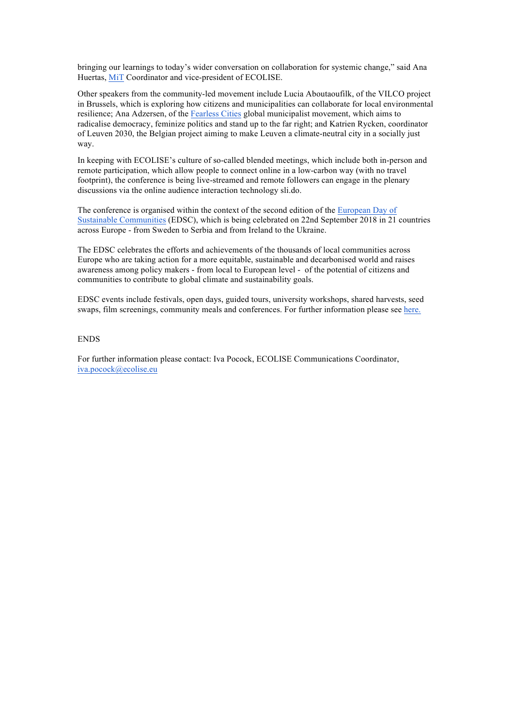bringing our learnings to today's wider conversation on collaboration for systemic change," said Ana Huertas, MiT Coordinator and vice-president of ECOLISE.

Other speakers from the community-led movement include Lucia Aboutaoufilk, of the VILCO project in Brussels, which is exploring how citizens and municipalities can collaborate for local environmental resilience; Ana Adzersen, of the Fearless Cities global municipalist movement, which aims to radicalise democracy, feminize politics and stand up to the far right; and Katrien Rycken, coordinator of Leuven 2030, the Belgian project aiming to make Leuven a climate-neutral city in a socially just way.

In keeping with ECOLISE's culture of so-called blended meetings, which include both in-person and remote participation, which allow people to connect online in a low-carbon way (with no travel footprint), the conference is being live-streamed and remote followers can engage in the plenary discussions via the online audience interaction technology sli.do.

The conference is organised within the context of the second edition of the European Day of Sustainable Communities (EDSC), which is being celebrated on 22nd September 2018 in 21 countries across Europe - from Sweden to Serbia and from Ireland to the Ukraine.

The EDSC celebrates the efforts and achievements of the thousands of local communities across Europe who are taking action for a more equitable, sustainable and decarbonised world and raises awareness among policy makers - from local to European level - of the potential of citizens and communities to contribute to global climate and sustainability goals.

EDSC events include festivals, open days, guided tours, university workshops, shared harvests, seed swaps, film screenings, community meals and conferences. For further information please see here.

ENDS

For further information please contact: Iva Pocock, ECOLISE Communications Coordinator, iva.pocock@ecolise.eu